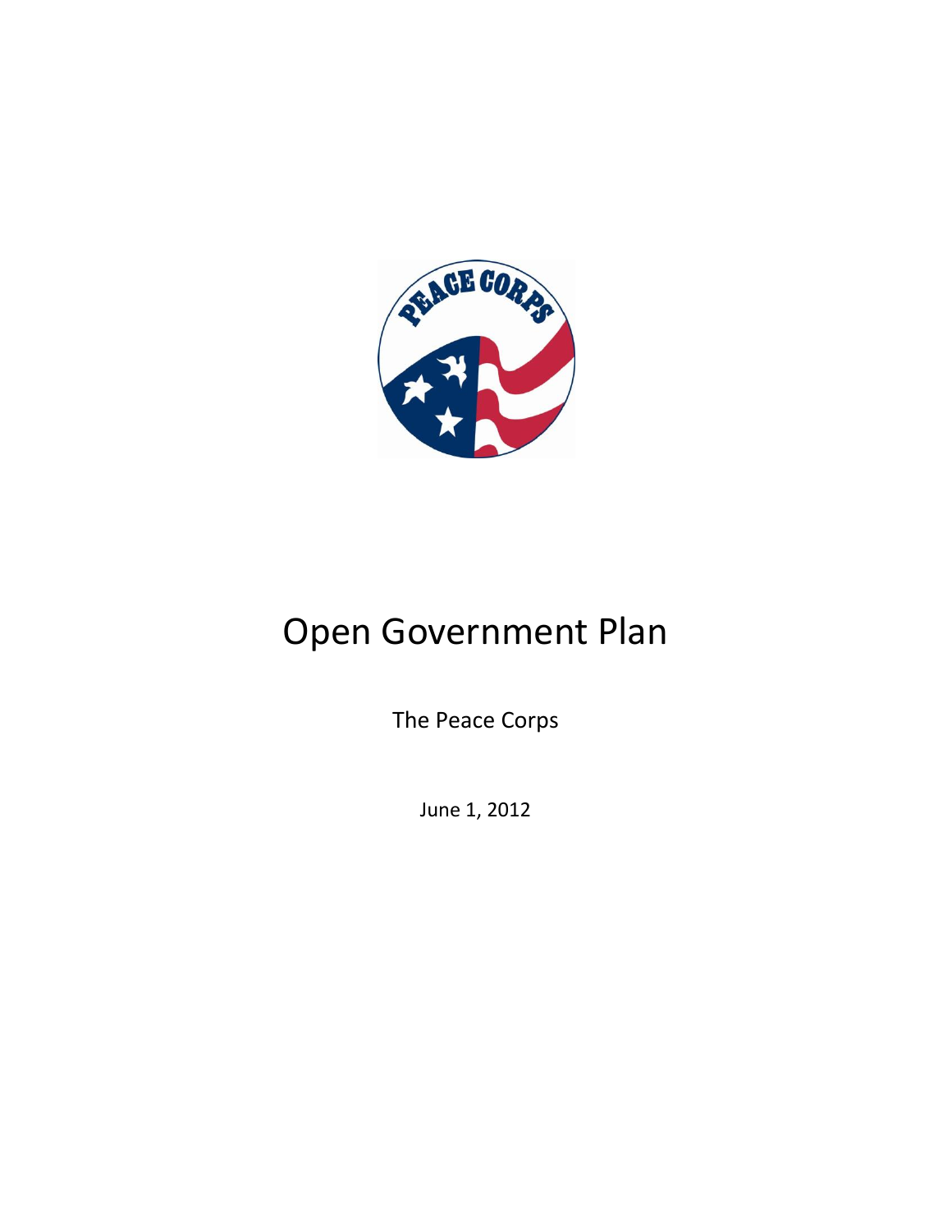# Open Government Plan

The Peace Corps

June 1, 2012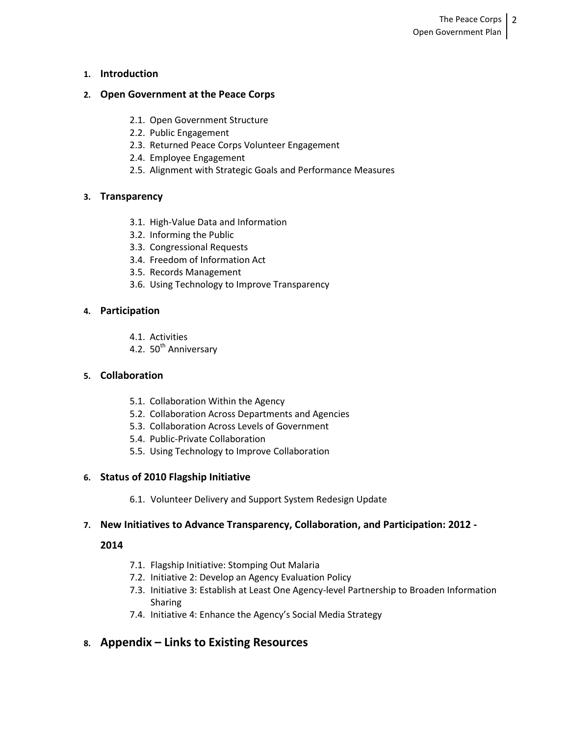1. **Introduction**

2. **Open Government at the Peace Corps**

   2.1. Open Government Structure
   2.2. Public Engagement
   2.3. Returned Peace Corps Volunteer Engagement
   2.4. Employee Engagement
   2.5. Alignment with Strategic Goals and Performance Measures

3. **Transparency**

   3.1. High-Value Data and Information
   3.2. Informing the Public
   3.3. Congressional Requests
   3.4. Freedom of Information Act
   3.5. Records Management
   3.6. Using Technology to Improve Transparency

4. **Participation**

   4.1. Activities
   4.2. 50th Anniversary

5. **Collaboration**

   5.1. Collaboration Within the Agency
   5.2. Collaboration Across Departments and Agencies
   5.3. Collaboration Across Levels of Government
   5.4. Public-Private Collaboration
   5.5. Using Technology to Improve Collaboration

6. **Status of 2010 Flagship Initiative**

   6.1. Volunteer Delivery and Support System Redesign Update

7. **New Initiatives to Advance Transparency, Collaboration, and Participation: 2012 - 2014**

   7.1. Flagship Initiative: Stomping Out Malaria
   7.2. Initiative 2: Develop an Agency Evaluation Policy
   7.3. Initiative 3: Establish at Least One Agency-level Partnership to Broaden Information Sharing
   7.4. Initiative 4: Enhance the Agency's Social Media Strategy

8. **Appendix – Links to Existing Resources**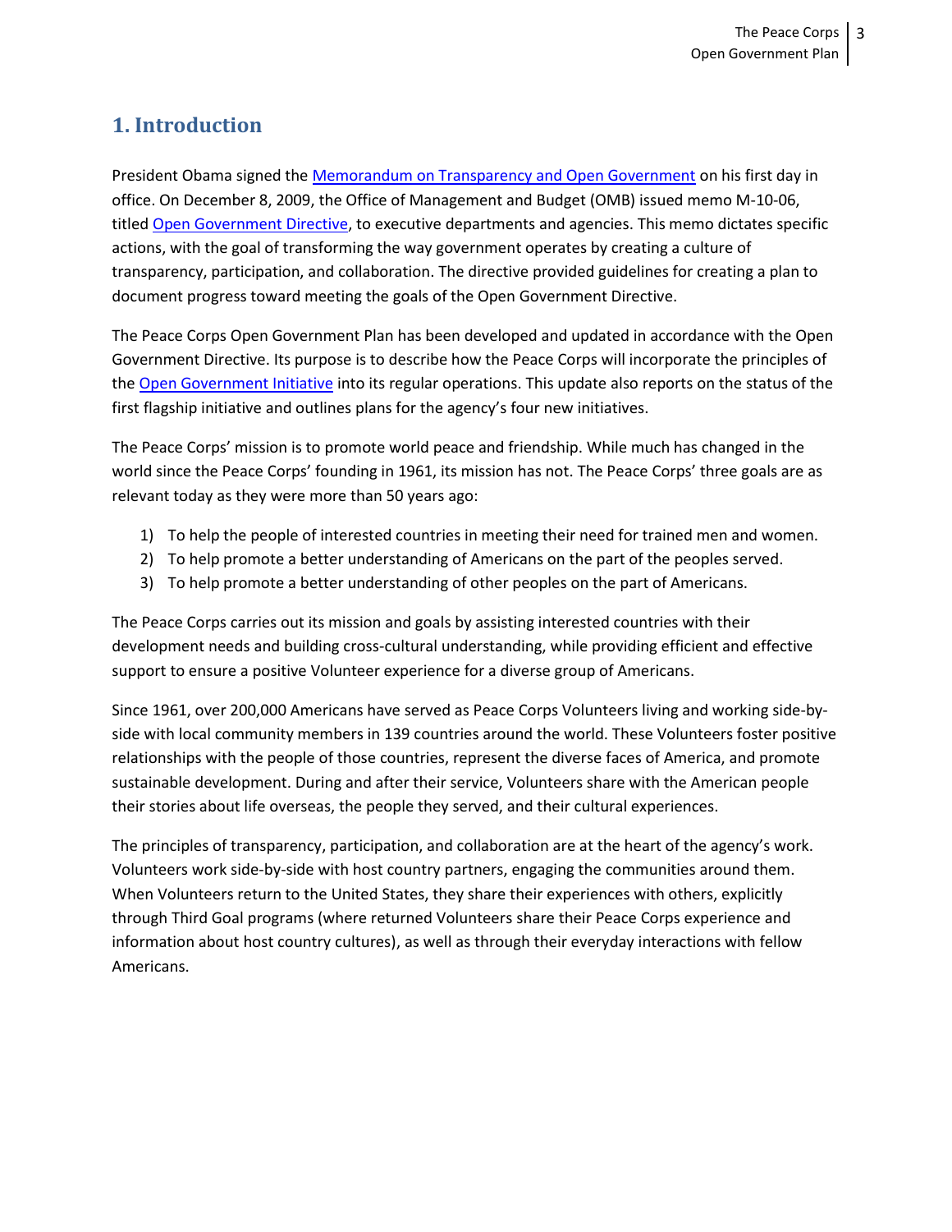# 1. Introduction

President Obama signed the [Memorandum on Transparency and Open Government] on his first day in office. On December 8, 2009, the Office of Management and Budget (OMB) issued memo M-10-06, titled [Open Government Directive], to executive departments and agencies. This memo dictates specific actions, with the goal of transforming the way government operates by creating a culture of transparency, participation, and collaboration. The directive provided guidelines for creating a plan to document progress toward meeting the goals of the Open Government Directive.

The Peace Corps Open Government Plan has been developed and updated in accordance with the Open Government Directive. Its purpose is to describe how the Peace Corps will incorporate the principles of the [Open Government Initiative] into its regular operations. This update also reports on the status of the first flagship initiative and outlines plans for the agency's four new initiatives.

The Peace Corps' mission is to promote world peace and friendship. While much has changed in the world since the Peace Corps' founding in 1961, its mission has not. The Peace Corps' three goals are as relevant today as they were more than 50 years ago:

1) To help the people of interested countries in meeting their need for trained men and women.
2) To help promote a better understanding of Americans on the part of the peoples served.
3) To help promote a better understanding of other peoples on the part of Americans.

The Peace Corps carries out its mission and goals by assisting interested countries with their development needs and building cross-cultural understanding, while providing efficient and effective support to ensure a positive Volunteer experience for a diverse group of Americans.

Since 1961, over 200,000 Americans have served as Peace Corps Volunteers living and working side-by-side with local community members in 139 countries around the world. These Volunteers foster positive relationships with the people of those countries, represent the diverse faces of America, and promote sustainable development. During and after their service, Volunteers share with the American people their stories about life overseas, the people they served, and their cultural experiences.

The principles of transparency, participation, and collaboration are at the heart of the agency's work. Volunteers work side-by-side with host country partners, engaging the communities around them. When Volunteers return to the United States, they share their experiences with others, explicitly through Third Goal programs (where returned Volunteers share their Peace Corps experience and information about host country cultures), as well as through their everyday interactions with fellow Americans.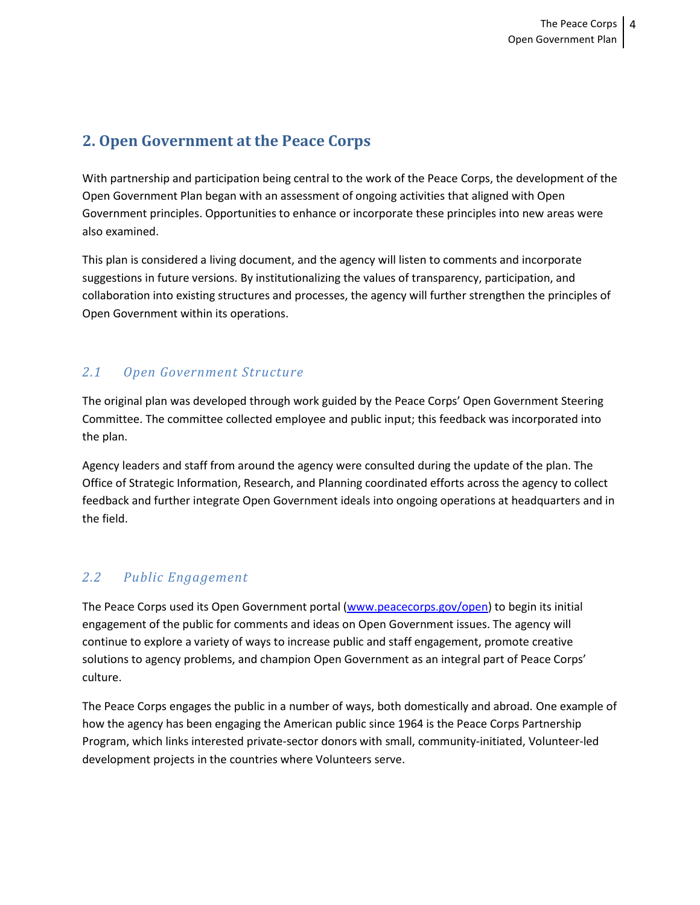## 2. Open Government at the Peace Corps

With partnership and participation being central to the work of the Peace Corps, the development of the Open Government Plan began with an assessment of ongoing activities that aligned with Open Government principles. Opportunities to enhance or incorporate these principles into new areas were also examined.

This plan is considered a living document, and the agency will listen to comments and incorporate suggestions in future versions. By institutionalizing the values of transparency, participation, and collaboration into existing structures and processes, the agency will further strengthen the principles of Open Government within its operations.

### *2.1 Open Government Structure*

The original plan was developed through work guided by the Peace Corps' Open Government Steering Committee. The committee collected employee and public input; this feedback was incorporated into the plan.

Agency leaders and staff from around the agency were consulted during the update of the plan. The Office of Strategic Information, Research, and Planning coordinated efforts across the agency to collect feedback and further integrate Open Government ideals into ongoing operations at headquarters and in the field.

### *2.2 Public Engagement*

The Peace Corps used its Open Government portal ([www.peacecorps.gov/open](www.peacecorps.gov/open)) to begin its initial engagement of the public for comments and ideas on Open Government issues. The agency will continue to explore a variety of ways to increase public and staff engagement, promote creative solutions to agency problems, and champion Open Government as an integral part of Peace Corps' culture.

The Peace Corps engages the public in a number of ways, both domestically and abroad. One example of how the agency has been engaging the American public since 1964 is the Peace Corps Partnership Program, which links interested private-sector donors with small, community-initiated, Volunteer-led development projects in the countries where Volunteers serve.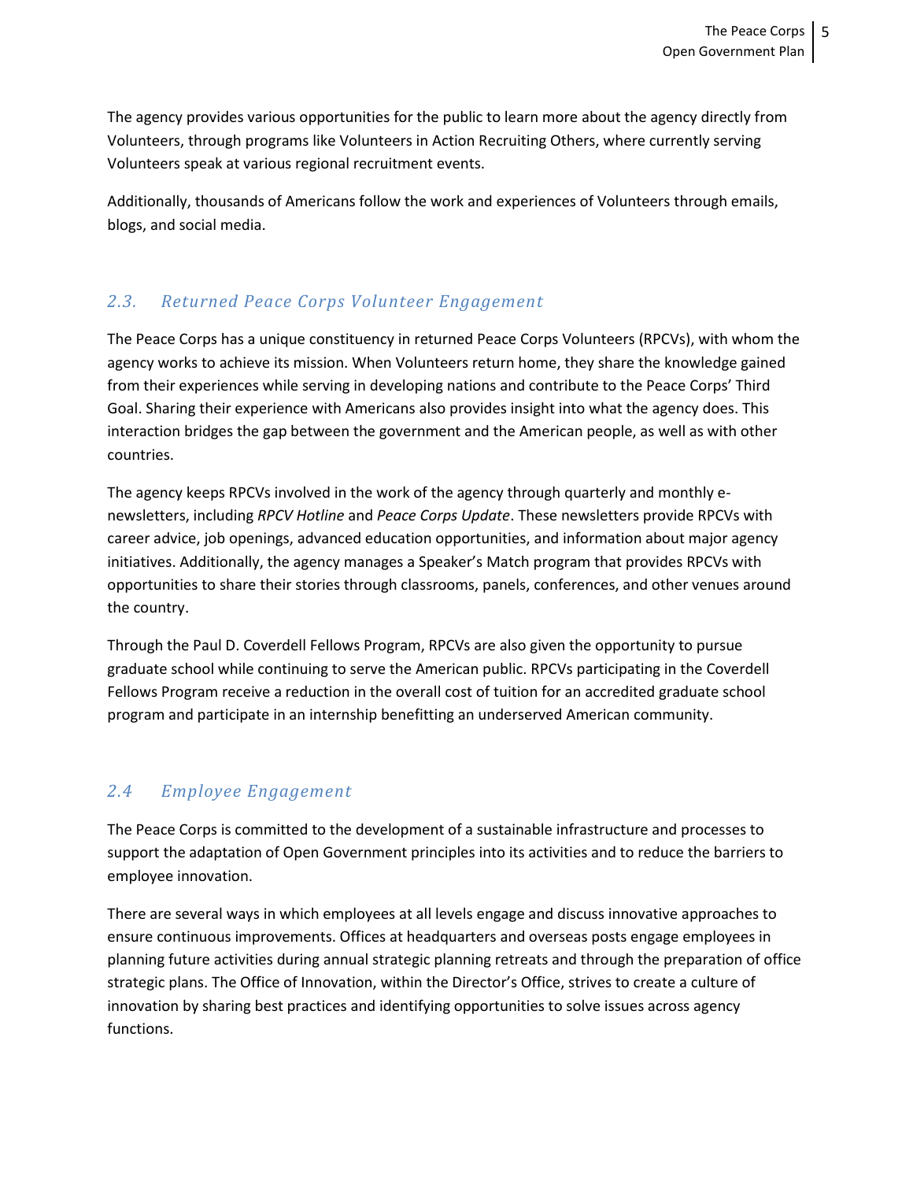The agency provides various opportunities for the public to learn more about the agency directly from Volunteers, through programs like Volunteers in Action Recruiting Others, where currently serving Volunteers speak at various regional recruitment events.

Additionally, thousands of Americans follow the work and experiences of Volunteers through emails, blogs, and social media.

## 2.3. Returned Peace Corps Volunteer Engagement

The Peace Corps has a unique constituency in returned Peace Corps Volunteers (RPCVs), with whom the agency works to achieve its mission. When Volunteers return home, they share the knowledge gained from their experiences while serving in developing nations and contribute to the Peace Corps' Third Goal. Sharing their experience with Americans also provides insight into what the agency does. This interaction bridges the gap between the government and the American people, as well as with other countries.

The agency keeps RPCVs involved in the work of the agency through quarterly and monthly e-newsletters, including *RPCV Hotline* and *Peace Corps Update*. These newsletters provide RPCVs with career advice, job openings, advanced education opportunities, and information about major agency initiatives. Additionally, the agency manages a Speaker's Match program that provides RPCVs with opportunities to share their stories through classrooms, panels, conferences, and other venues around the country.

Through the Paul D. Coverdell Fellows Program, RPCVs are also given the opportunity to pursue graduate school while continuing to serve the American public. RPCVs participating in the Coverdell Fellows Program receive a reduction in the overall cost of tuition for an accredited graduate school program and participate in an internship benefitting an underserved American community.

## 2.4 Employee Engagement

The Peace Corps is committed to the development of a sustainable infrastructure and processes to support the adaptation of Open Government principles into its activities and to reduce the barriers to employee innovation.

There are several ways in which employees at all levels engage and discuss innovative approaches to ensure continuous improvements. Offices at headquarters and overseas posts engage employees in planning future activities during annual strategic planning retreats and through the preparation of office strategic plans. The Office of Innovation, within the Director's Office, strives to create a culture of innovation by sharing best practices and identifying opportunities to solve issues across agency functions.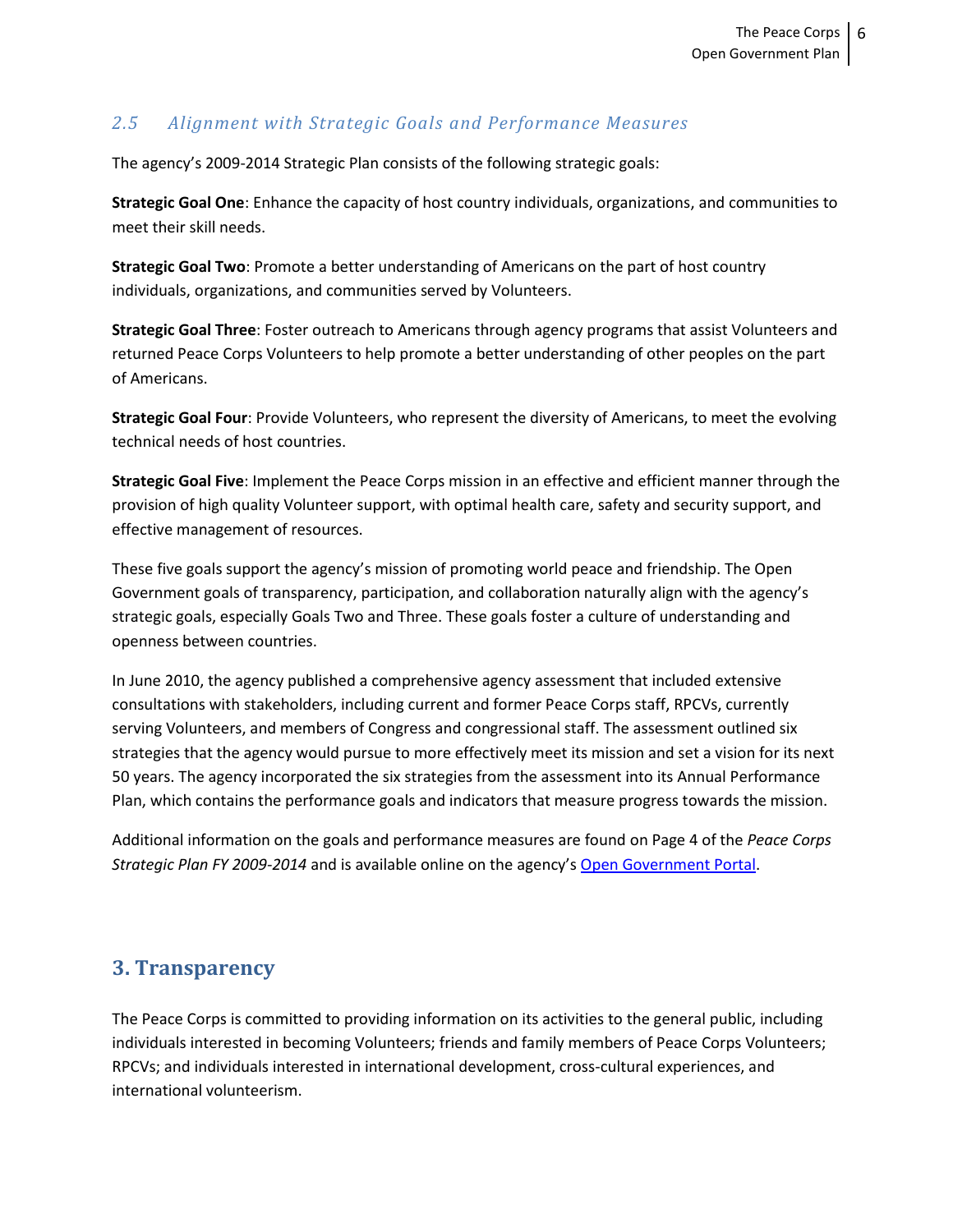### *2.5 Alignment with Strategic Goals and Performance Measures*

The agency's 2009-2014 Strategic Plan consists of the following strategic goals:

**Strategic Goal One**: Enhance the capacity of host country individuals, organizations, and communities to meet their skill needs.

**Strategic Goal Two**: Promote a better understanding of Americans on the part of host country individuals, organizations, and communities served by Volunteers.

**Strategic Goal Three**: Foster outreach to Americans through agency programs that assist Volunteers and returned Peace Corps Volunteers to help promote a better understanding of other peoples on the part of Americans.

**Strategic Goal Four**: Provide Volunteers, who represent the diversity of Americans, to meet the evolving technical needs of host countries.

**Strategic Goal Five**: Implement the Peace Corps mission in an effective and efficient manner through the provision of high quality Volunteer support, with optimal health care, safety and security support, and effective management of resources.

These five goals support the agency's mission of promoting world peace and friendship. The Open Government goals of transparency, participation, and collaboration naturally align with the agency's strategic goals, especially Goals Two and Three. These goals foster a culture of understanding and openness between countries.

In June 2010, the agency published a comprehensive agency assessment that included extensive consultations with stakeholders, including current and former Peace Corps staff, RPCVs, currently serving Volunteers, and members of Congress and congressional staff. The assessment outlined six strategies that the agency would pursue to more effectively meet its mission and set a vision for its next 50 years. The agency incorporated the six strategies from the assessment into its Annual Performance Plan, which contains the performance goals and indicators that measure progress towards the mission.

Additional information on the goals and performance measures are found on Page 4 of the *Peace Corps Strategic Plan FY 2009-2014* and is available online on the agency's Open Government Portal.

## 3. Transparency

The Peace Corps is committed to providing information on its activities to the general public, including individuals interested in becoming Volunteers; friends and family members of Peace Corps Volunteers; RPCVs; and individuals interested in international development, cross-cultural experiences, and international volunteerism.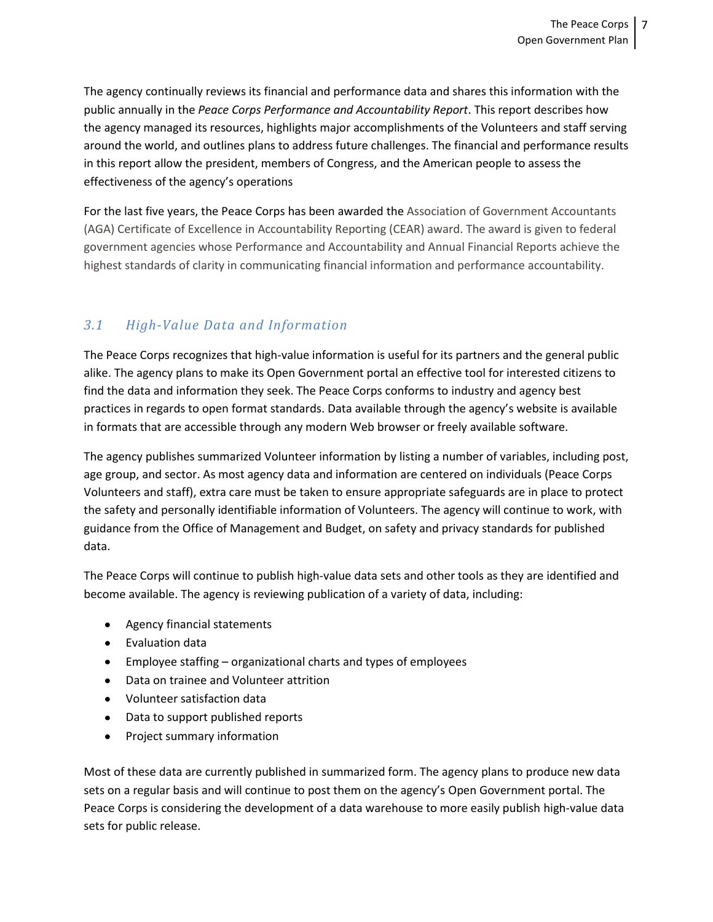The agency continually reviews its financial and performance data and shares this information with the public annually in the *Peace Corps Performance and Accountability Report*. This report describes how the agency managed its resources, highlights major accomplishments of the Volunteers and staff serving around the world, and outlines plans to address future challenges. The financial and performance results in this report allow the president, members of Congress, and the American people to assess the effectiveness of the agency's operations

For the last five years, the Peace Corps has been awarded the Association of Government Accountants (AGA) Certificate of Excellence in Accountability Reporting (CEAR) award. The award is given to federal government agencies whose Performance and Accountability and Annual Financial Reports achieve the highest standards of clarity in communicating financial information and performance accountability.

## *3.1 High-Value Data and Information*

The Peace Corps recognizes that high-value information is useful for its partners and the general public alike. The agency plans to make its Open Government portal an effective tool for interested citizens to find the data and information they seek. The Peace Corps conforms to industry and agency best practices in regards to open format standards. Data available through the agency's website is available in formats that are accessible through any modern Web browser or freely available software.

The agency publishes summarized Volunteer information by listing a number of variables, including post, age group, and sector. As most agency data and information are centered on individuals (Peace Corps Volunteers and staff), extra care must be taken to ensure appropriate safeguards are in place to protect the safety and personally identifiable information of Volunteers. The agency will continue to work, with guidance from the Office of Management and Budget, on safety and privacy standards for published data.

The Peace Corps will continue to publish high-value data sets and other tools as they are identified and become available. The agency is reviewing publication of a variety of data, including:

- Agency financial statements
- Evaluation data
- Employee staffing – organizational charts and types of employees
- Data on trainee and Volunteer attrition
- Volunteer satisfaction data
- Data to support published reports
- Project summary information

Most of these data are currently published in summarized form. The agency plans to produce new data sets on a regular basis and will continue to post them on the agency's Open Government portal. The Peace Corps is considering the development of a data warehouse to more easily publish high-value data sets for public release.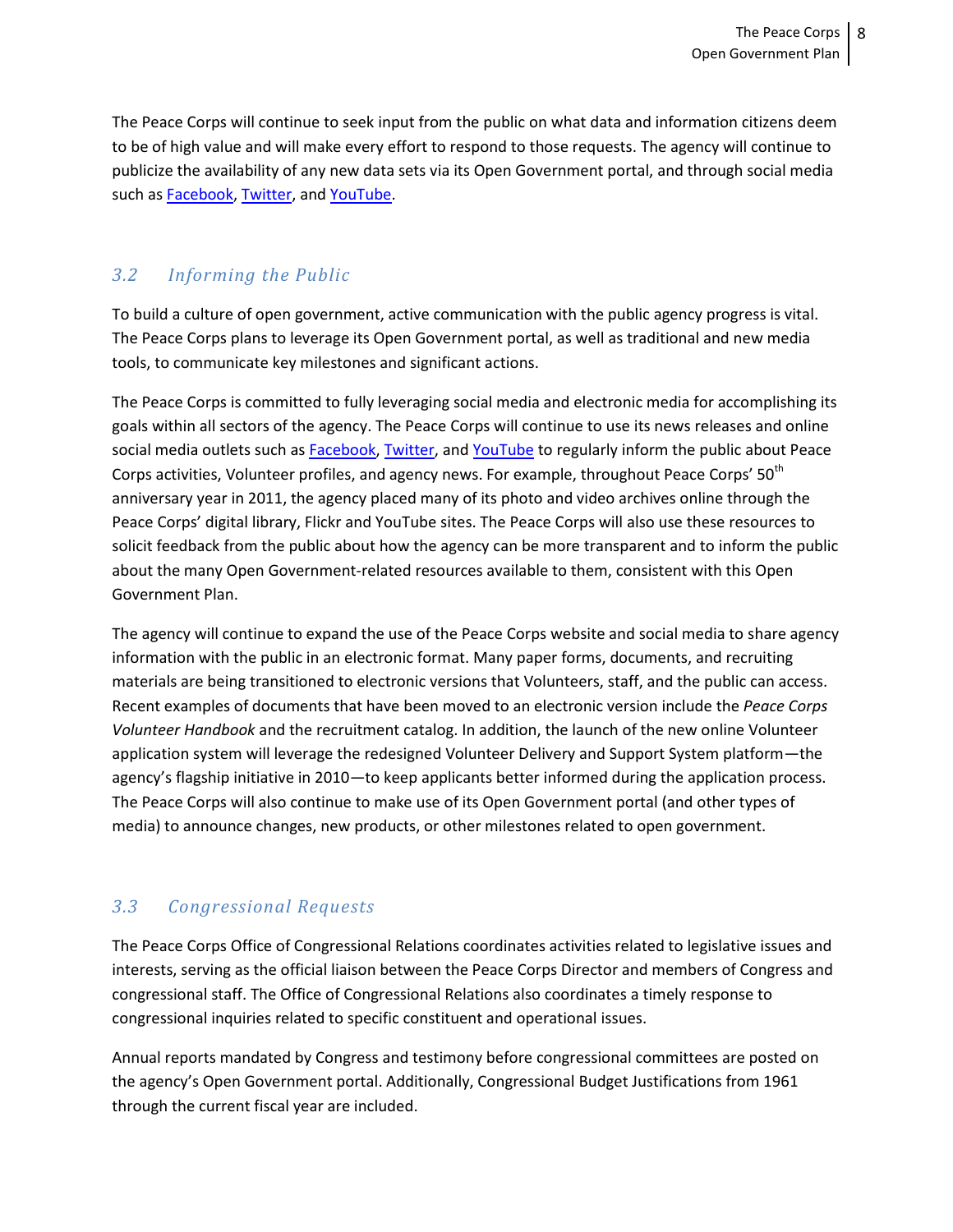The Peace Corps will continue to seek input from the public on what data and information citizens deem to be of high value and will make every effort to respond to those requests. The agency will continue to publicize the availability of any new data sets via its Open Government portal, and through social media such as Facebook, Twitter, and YouTube.

## 3.2 Informing the Public

To build a culture of open government, active communication with the public agency progress is vital. The Peace Corps plans to leverage its Open Government portal, as well as traditional and new media tools, to communicate key milestones and significant actions.

The Peace Corps is committed to fully leveraging social media and electronic media for accomplishing its goals within all sectors of the agency. The Peace Corps will continue to use its news releases and online social media outlets such as Facebook, Twitter, and YouTube to regularly inform the public about Peace Corps activities, Volunteer profiles, and agency news. For example, throughout Peace Corps' 50th anniversary year in 2011, the agency placed many of its photo and video archives online through the Peace Corps' digital library, Flickr and YouTube sites. The Peace Corps will also use these resources to solicit feedback from the public about how the agency can be more transparent and to inform the public about the many Open Government-related resources available to them, consistent with this Open Government Plan.

The agency will continue to expand the use of the Peace Corps website and social media to share agency information with the public in an electronic format. Many paper forms, documents, and recruiting materials are being transitioned to electronic versions that Volunteers, staff, and the public can access. Recent examples of documents that have been moved to an electronic version include the *Peace Corps Volunteer Handbook* and the recruitment catalog. In addition, the launch of the new online Volunteer application system will leverage the redesigned Volunteer Delivery and Support System platform—the agency's flagship initiative in 2010—to keep applicants better informed during the application process. The Peace Corps will also continue to make use of its Open Government portal (and other types of media) to announce changes, new products, or other milestones related to open government.

## 3.3 Congressional Requests

The Peace Corps Office of Congressional Relations coordinates activities related to legislative issues and interests, serving as the official liaison between the Peace Corps Director and members of Congress and congressional staff. The Office of Congressional Relations also coordinates a timely response to congressional inquiries related to specific constituent and operational issues.

Annual reports mandated by Congress and testimony before congressional committees are posted on the agency's Open Government portal. Additionally, Congressional Budget Justifications from 1961 through the current fiscal year are included.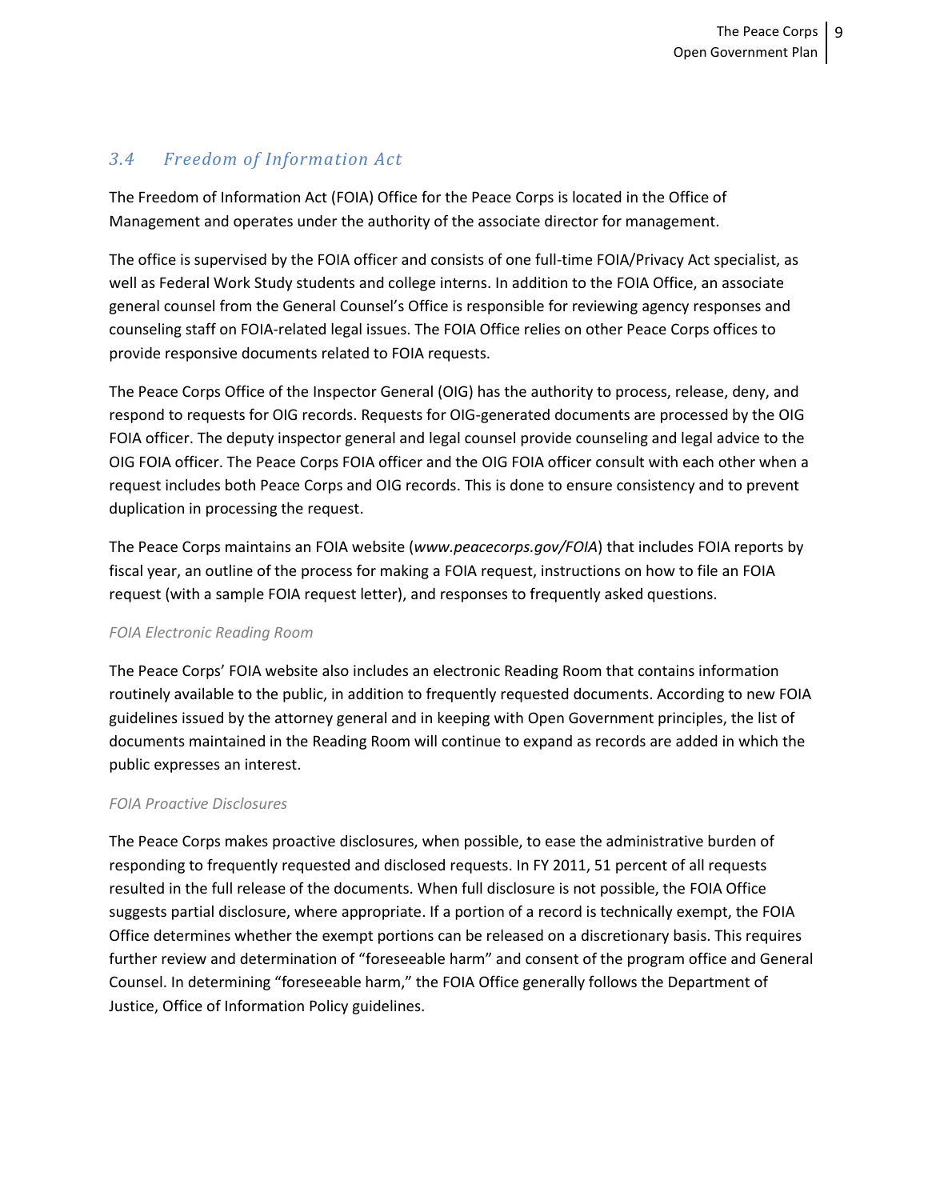## *3.4 Freedom of Information Act*

The Freedom of Information Act (FOIA) Office for the Peace Corps is located in the Office of Management and operates under the authority of the associate director for management.

The office is supervised by the FOIA officer and consists of one full-time FOIA/Privacy Act specialist, as well as Federal Work Study students and college interns. In addition to the FOIA Office, an associate general counsel from the General Counsel's Office is responsible for reviewing agency responses and counseling staff on FOIA-related legal issues. The FOIA Office relies on other Peace Corps offices to provide responsive documents related to FOIA requests.

The Peace Corps Office of the Inspector General (OIG) has the authority to process, release, deny, and respond to requests for OIG records. Requests for OIG-generated documents are processed by the OIG FOIA officer. The deputy inspector general and legal counsel provide counseling and legal advice to the OIG FOIA officer. The Peace Corps FOIA officer and the OIG FOIA officer consult with each other when a request includes both Peace Corps and OIG records. This is done to ensure consistency and to prevent duplication in processing the request.

The Peace Corps maintains an FOIA website (*www.peacecorps.gov/FOIA*) that includes FOIA reports by fiscal year, an outline of the process for making a FOIA request, instructions on how to file an FOIA request (with a sample FOIA request letter), and responses to frequently asked questions.

*FOIA Electronic Reading Room*

The Peace Corps' FOIA website also includes an electronic Reading Room that contains information routinely available to the public, in addition to frequently requested documents. According to new FOIA guidelines issued by the attorney general and in keeping with Open Government principles, the list of documents maintained in the Reading Room will continue to expand as records are added in which the public expresses an interest.

*FOIA Proactive Disclosures*

The Peace Corps makes proactive disclosures, when possible, to ease the administrative burden of responding to frequently requested and disclosed requests. In FY 2011, 51 percent of all requests resulted in the full release of the documents. When full disclosure is not possible, the FOIA Office suggests partial disclosure, where appropriate. If a portion of a record is technically exempt, the FOIA Office determines whether the exempt portions can be released on a discretionary basis. This requires further review and determination of "foreseeable harm" and consent of the program office and General Counsel. In determining "foreseeable harm," the FOIA Office generally follows the Department of Justice, Office of Information Policy guidelines.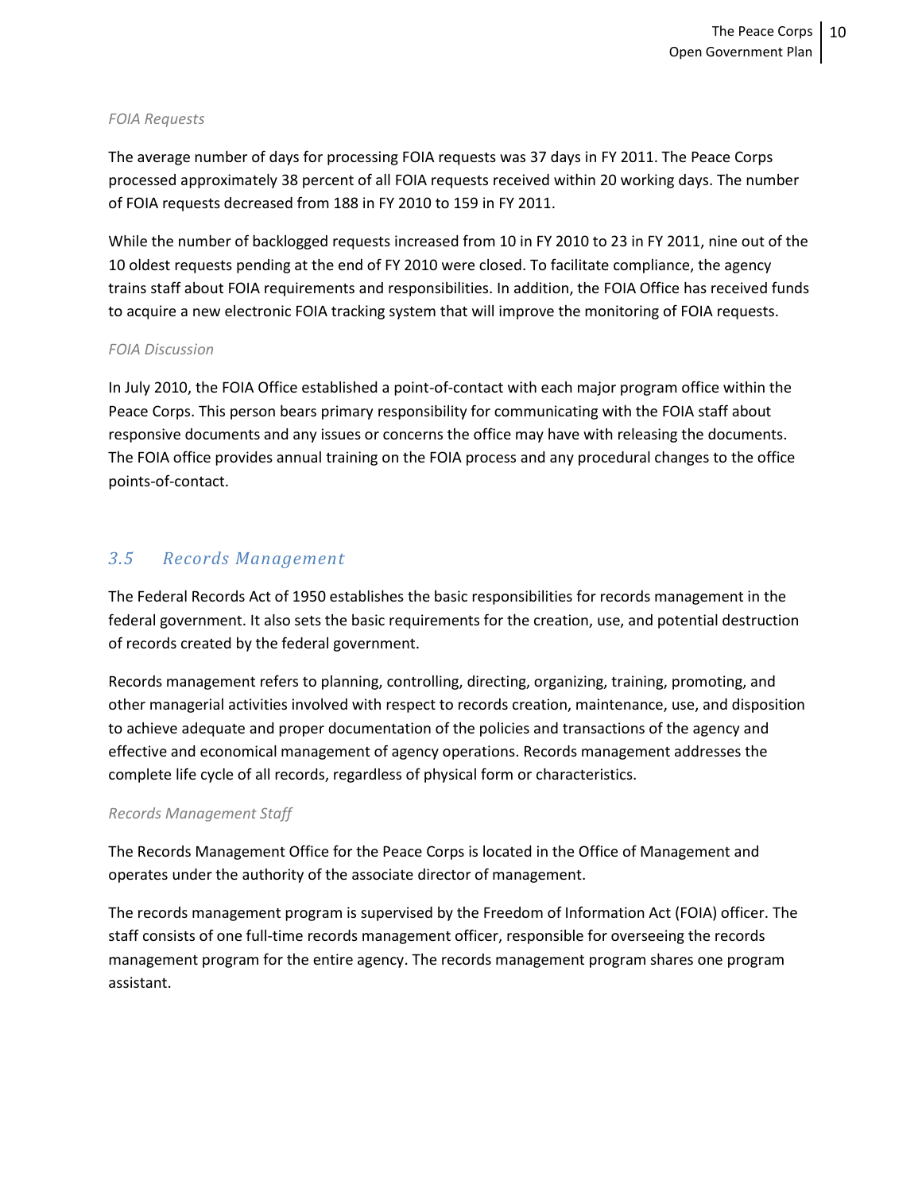*FOIA Requests*

The average number of days for processing FOIA requests was 37 days in FY 2011. The Peace Corps processed approximately 38 percent of all FOIA requests received within 20 working days. The number of FOIA requests decreased from 188 in FY 2010 to 159 in FY 2011.

While the number of backlogged requests increased from 10 in FY 2010 to 23 in FY 2011, nine out of the 10 oldest requests pending at the end of FY 2010 were closed. To facilitate compliance, the agency trains staff about FOIA requirements and responsibilities. In addition, the FOIA Office has received funds to acquire a new electronic FOIA tracking system that will improve the monitoring of FOIA requests.

*FOIA Discussion*

In July 2010, the FOIA Office established a point-of-contact with each major program office within the Peace Corps. This person bears primary responsibility for communicating with the FOIA staff about responsive documents and any issues or concerns the office may have with releasing the documents. The FOIA office provides annual training on the FOIA process and any procedural changes to the office points-of-contact.

## 3.5 Records Management

The Federal Records Act of 1950 establishes the basic responsibilities for records management in the federal government. It also sets the basic requirements for the creation, use, and potential destruction of records created by the federal government.

Records management refers to planning, controlling, directing, organizing, training, promoting, and other managerial activities involved with respect to records creation, maintenance, use, and disposition to achieve adequate and proper documentation of the policies and transactions of the agency and effective and economical management of agency operations. Records management addresses the complete life cycle of all records, regardless of physical form or characteristics.

*Records Management Staff*

The Records Management Office for the Peace Corps is located in the Office of Management and operates under the authority of the associate director of management.

The records management program is supervised by the Freedom of Information Act (FOIA) officer. The staff consists of one full-time records management officer, responsible for overseeing the records management program for the entire agency. The records management program shares one program assistant.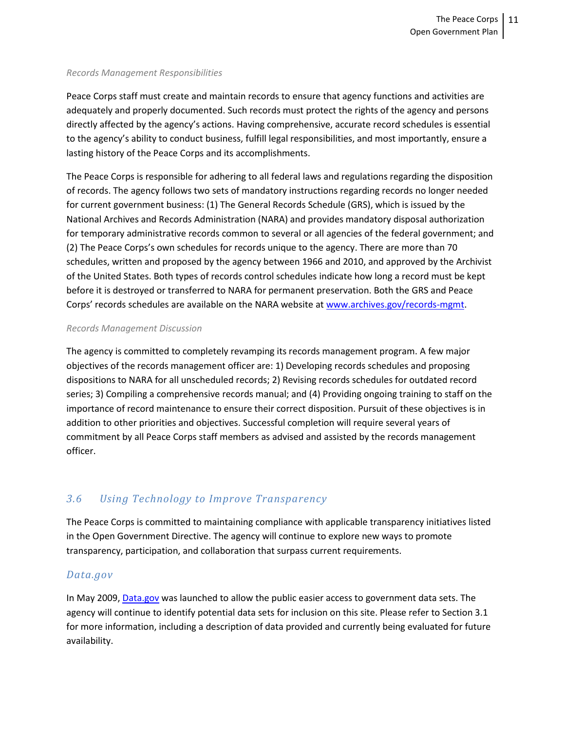*Records Management Responsibilities*

Peace Corps staff must create and maintain records to ensure that agency functions and activities are adequately and properly documented. Such records must protect the rights of the agency and persons directly affected by the agency's actions. Having comprehensive, accurate record schedules is essential to the agency's ability to conduct business, fulfill legal responsibilities, and most importantly, ensure a lasting history of the Peace Corps and its accomplishments.

The Peace Corps is responsible for adhering to all federal laws and regulations regarding the disposition of records. The agency follows two sets of mandatory instructions regarding records no longer needed for current government business: (1) The General Records Schedule (GRS), which is issued by the National Archives and Records Administration (NARA) and provides mandatory disposal authorization for temporary administrative records common to several or all agencies of the federal government; and (2) The Peace Corps's own schedules for records unique to the agency. There are more than 70 schedules, written and proposed by the agency between 1966 and 2010, and approved by the Archivist of the United States. Both types of records control schedules indicate how long a record must be kept before it is destroyed or transferred to NARA for permanent preservation. Both the GRS and Peace Corps' records schedules are available on the NARA website at [www.archives.gov/records-mgmt](http://www.archives.gov/records-mgmt).

*Records Management Discussion*

The agency is committed to completely revamping its records management program. A few major objectives of the records management officer are: 1) Developing records schedules and proposing dispositions to NARA for all unscheduled records; 2) Revising records schedules for outdated record series; 3) Compiling a comprehensive records manual; and (4) Providing ongoing training to staff on the importance of record maintenance to ensure their correct disposition. Pursuit of these objectives is in addition to other priorities and objectives. Successful completion will require several years of commitment by all Peace Corps staff members as advised and assisted by the records management officer.

## 3.6 Using Technology to Improve Transparency

The Peace Corps is committed to maintaining compliance with applicable transparency initiatives listed in the Open Government Directive. The agency will continue to explore new ways to promote transparency, participation, and collaboration that surpass current requirements.

### Data.gov

In May 2009, [Data.gov](http://Data.gov) was launched to allow the public easier access to government data sets. The agency will continue to identify potential data sets for inclusion on this site. Please refer to Section 3.1 for more information, including a description of data provided and currently being evaluated for future availability.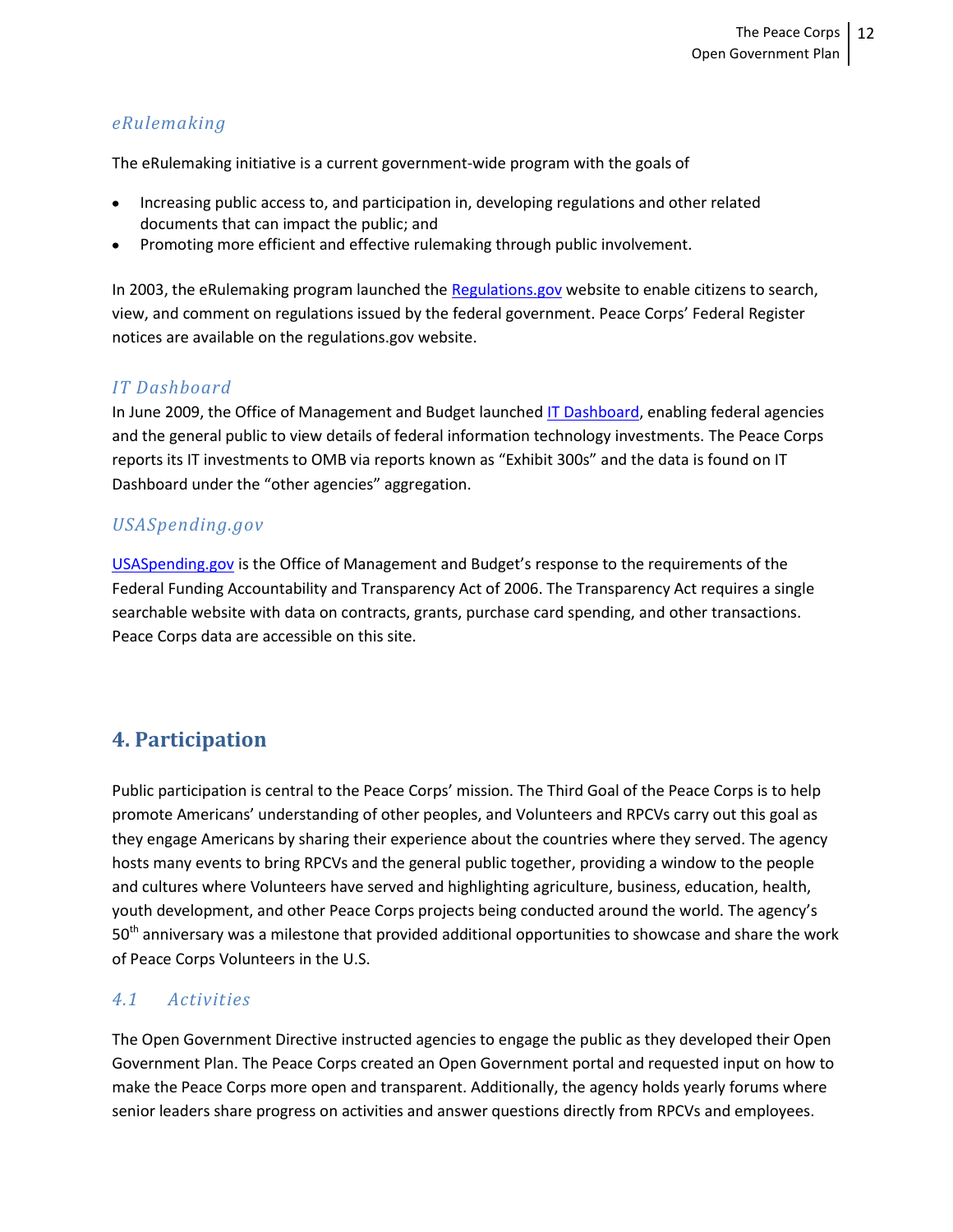### *eRulemaking*

The eRulemaking initiative is a current government-wide program with the goals of

- Increasing public access to, and participation in, developing regulations and other related documents that can impact the public; and
- Promoting more efficient and effective rulemaking through public involvement.

In 2003, the eRulemaking program launched the Regulations.gov website to enable citizens to search, view, and comment on regulations issued by the federal government. Peace Corps' Federal Register notices are available on the regulations.gov website.

### *IT Dashboard*

In June 2009, the Office of Management and Budget launched IT Dashboard, enabling federal agencies and the general public to view details of federal information technology investments. The Peace Corps reports its IT investments to OMB via reports known as "Exhibit 300s" and the data is found on IT Dashboard under the "other agencies" aggregation.

### *USASpending.gov*

USASpending.gov is the Office of Management and Budget's response to the requirements of the Federal Funding Accountability and Transparency Act of 2006. The Transparency Act requires a single searchable website with data on contracts, grants, purchase card spending, and other transactions. Peace Corps data are accessible on this site.

## 4. Participation

Public participation is central to the Peace Corps' mission. The Third Goal of the Peace Corps is to help promote Americans' understanding of other peoples, and Volunteers and RPCVs carry out this goal as they engage Americans by sharing their experience about the countries where they served. The agency hosts many events to bring RPCVs and the general public together, providing a window to the people and cultures where Volunteers have served and highlighting agriculture, business, education, health, youth development, and other Peace Corps projects being conducted around the world. The agency's 50th anniversary was a milestone that provided additional opportunities to showcase and share the work of Peace Corps Volunteers in the U.S.

### *4.1 Activities*

The Open Government Directive instructed agencies to engage the public as they developed their Open Government Plan. The Peace Corps created an Open Government portal and requested input on how to make the Peace Corps more open and transparent. Additionally, the agency holds yearly forums where senior leaders share progress on activities and answer questions directly from RPCVs and employees.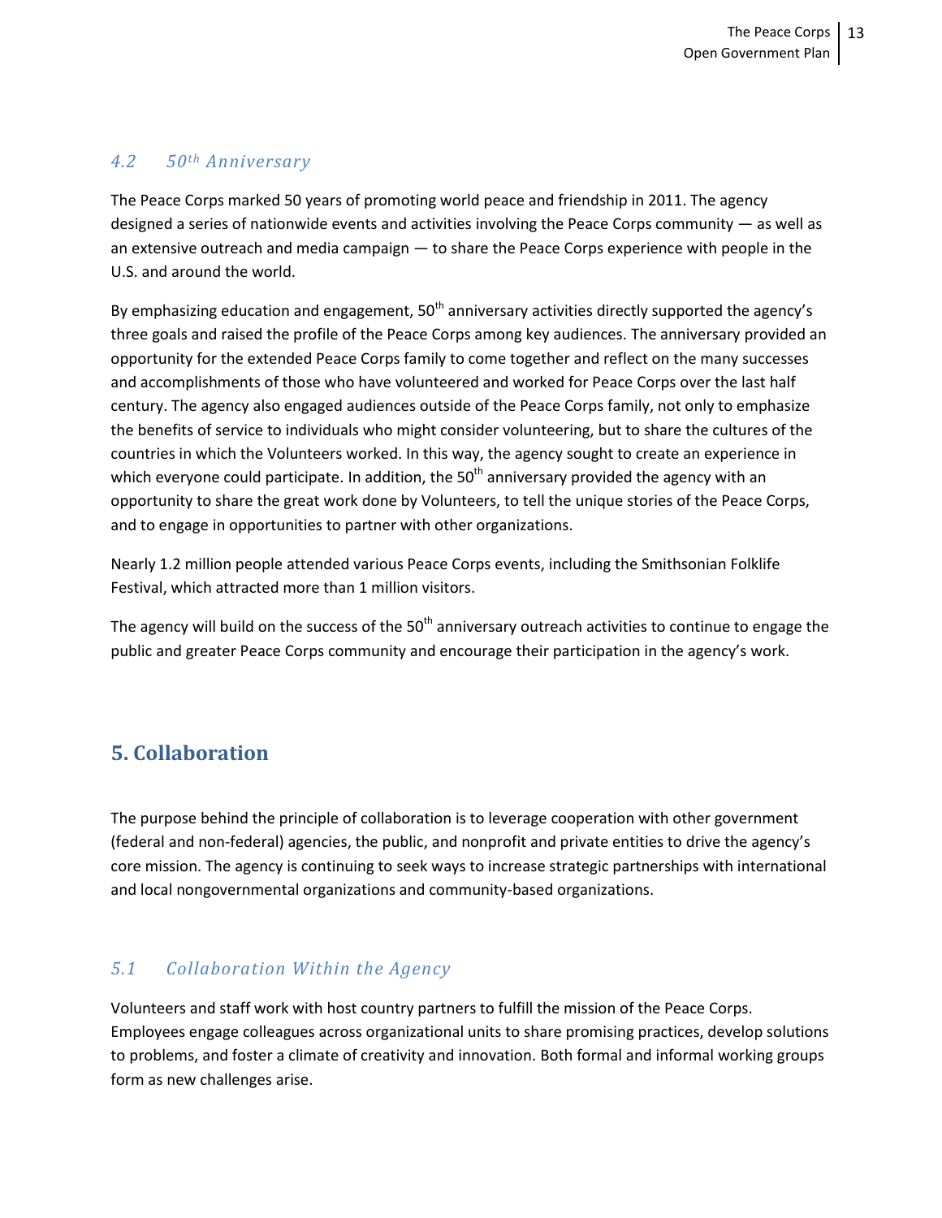### 4.2 50th Anniversary

The Peace Corps marked 50 years of promoting world peace and friendship in 2011. The agency designed a series of nationwide events and activities involving the Peace Corps community — as well as an extensive outreach and media campaign — to share the Peace Corps experience with people in the U.S. and around the world.

By emphasizing education and engagement, 50th anniversary activities directly supported the agency's three goals and raised the profile of the Peace Corps among key audiences. The anniversary provided an opportunity for the extended Peace Corps family to come together and reflect on the many successes and accomplishments of those who have volunteered and worked for Peace Corps over the last half century. The agency also engaged audiences outside of the Peace Corps family, not only to emphasize the benefits of service to individuals who might consider volunteering, but to share the cultures of the countries in which the Volunteers worked. In this way, the agency sought to create an experience in which everyone could participate. In addition, the 50th anniversary provided the agency with an opportunity to share the great work done by Volunteers, to tell the unique stories of the Peace Corps, and to engage in opportunities to partner with other organizations.

Nearly 1.2 million people attended various Peace Corps events, including the Smithsonian Folklife Festival, which attracted more than 1 million visitors.

The agency will build on the success of the 50th anniversary outreach activities to continue to engage the public and greater Peace Corps community and encourage their participation in the agency's work.

## 5. Collaboration

The purpose behind the principle of collaboration is to leverage cooperation with other government (federal and non-federal) agencies, the public, and nonprofit and private entities to drive the agency's core mission. The agency is continuing to seek ways to increase strategic partnerships with international and local nongovernmental organizations and community-based organizations.

### 5.1 Collaboration Within the Agency

Volunteers and staff work with host country partners to fulfill the mission of the Peace Corps. Employees engage colleagues across organizational units to share promising practices, develop solutions to problems, and foster a climate of creativity and innovation. Both formal and informal working groups form as new challenges arise.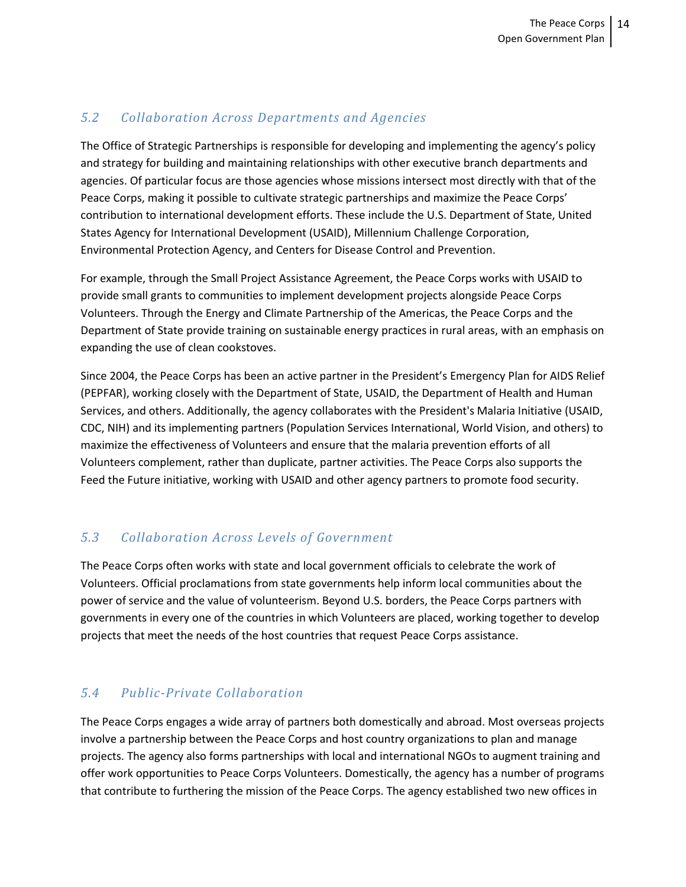## 5.2 Collaboration Across Departments and Agencies

The Office of Strategic Partnerships is responsible for developing and implementing the agency's policy and strategy for building and maintaining relationships with other executive branch departments and agencies. Of particular focus are those agencies whose missions intersect most directly with that of the Peace Corps, making it possible to cultivate strategic partnerships and maximize the Peace Corps' contribution to international development efforts. These include the U.S. Department of State, United States Agency for International Development (USAID), Millennium Challenge Corporation, Environmental Protection Agency, and Centers for Disease Control and Prevention.

For example, through the Small Project Assistance Agreement, the Peace Corps works with USAID to provide small grants to communities to implement development projects alongside Peace Corps Volunteers. Through the Energy and Climate Partnership of the Americas, the Peace Corps and the Department of State provide training on sustainable energy practices in rural areas, with an emphasis on expanding the use of clean cookstoves.

Since 2004, the Peace Corps has been an active partner in the President's Emergency Plan for AIDS Relief (PEPFAR), working closely with the Department of State, USAID, the Department of Health and Human Services, and others. Additionally, the agency collaborates with the President's Malaria Initiative (USAID, CDC, NIH) and its implementing partners (Population Services International, World Vision, and others) to maximize the effectiveness of Volunteers and ensure that the malaria prevention efforts of all Volunteers complement, rather than duplicate, partner activities. The Peace Corps also supports the Feed the Future initiative, working with USAID and other agency partners to promote food security.

## 5.3 Collaboration Across Levels of Government

The Peace Corps often works with state and local government officials to celebrate the work of Volunteers. Official proclamations from state governments help inform local communities about the power of service and the value of volunteerism. Beyond U.S. borders, the Peace Corps partners with governments in every one of the countries in which Volunteers are placed, working together to develop projects that meet the needs of the host countries that request Peace Corps assistance.

## 5.4 Public-Private Collaboration

The Peace Corps engages a wide array of partners both domestically and abroad. Most overseas projects involve a partnership between the Peace Corps and host country organizations to plan and manage projects. The agency also forms partnerships with local and international NGOs to augment training and offer work opportunities to Peace Corps Volunteers. Domestically, the agency has a number of programs that contribute to furthering the mission of the Peace Corps. The agency established two new offices in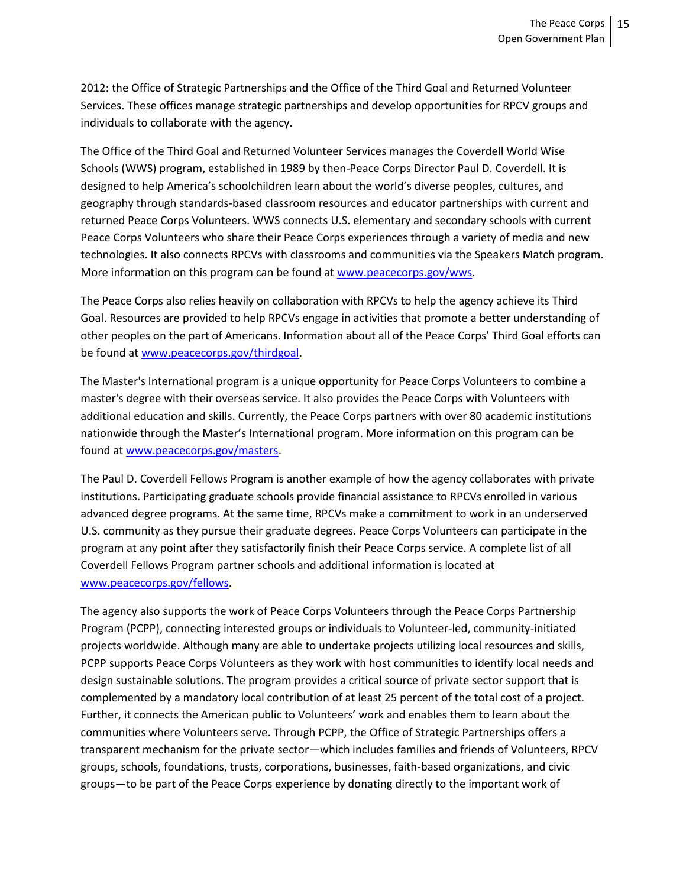2012: the Office of Strategic Partnerships and the Office of the Third Goal and Returned Volunteer Services. These offices manage strategic partnerships and develop opportunities for RPCV groups and individuals to collaborate with the agency.

The Office of the Third Goal and Returned Volunteer Services manages the Coverdell World Wise Schools (WWS) program, established in 1989 by then-Peace Corps Director Paul D. Coverdell. It is designed to help America's schoolchildren learn about the world's diverse peoples, cultures, and geography through standards-based classroom resources and educator partnerships with current and returned Peace Corps Volunteers. WWS connects U.S. elementary and secondary schools with current Peace Corps Volunteers who share their Peace Corps experiences through a variety of media and new technologies. It also connects RPCVs with classrooms and communities via the Speakers Match program. More information on this program can be found at [www.peacecorps.gov/wws](www.peacecorps.gov/wws).

The Peace Corps also relies heavily on collaboration with RPCVs to help the agency achieve its Third Goal. Resources are provided to help RPCVs engage in activities that promote a better understanding of other peoples on the part of Americans. Information about all of the Peace Corps' Third Goal efforts can be found at [www.peacecorps.gov/thirdgoal](www.peacecorps.gov/thirdgoal).

The Master's International program is a unique opportunity for Peace Corps Volunteers to combine a master's degree with their overseas service. It also provides the Peace Corps with Volunteers with additional education and skills. Currently, the Peace Corps partners with over 80 academic institutions nationwide through the Master's International program. More information on this program can be found at [www.peacecorps.gov/masters](www.peacecorps.gov/masters).

The Paul D. Coverdell Fellows Program is another example of how the agency collaborates with private institutions. Participating graduate schools provide financial assistance to RPCVs enrolled in various advanced degree programs. At the same time, RPCVs make a commitment to work in an underserved U.S. community as they pursue their graduate degrees. Peace Corps Volunteers can participate in the program at any point after they satisfactorily finish their Peace Corps service. A complete list of all Coverdell Fellows Program partner schools and additional information is located at [www.peacecorps.gov/fellows](www.peacecorps.gov/fellows).

The agency also supports the work of Peace Corps Volunteers through the Peace Corps Partnership Program (PCPP), connecting interested groups or individuals to Volunteer-led, community-initiated projects worldwide. Although many are able to undertake projects utilizing local resources and skills, PCPP supports Peace Corps Volunteers as they work with host communities to identify local needs and design sustainable solutions. The program provides a critical source of private sector support that is complemented by a mandatory local contribution of at least 25 percent of the total cost of a project. Further, it connects the American public to Volunteers' work and enables them to learn about the communities where Volunteers serve. Through PCPP, the Office of Strategic Partnerships offers a transparent mechanism for the private sector—which includes families and friends of Volunteers, RPCV groups, schools, foundations, trusts, corporations, businesses, faith-based organizations, and civic groups—to be part of the Peace Corps experience by donating directly to the important work of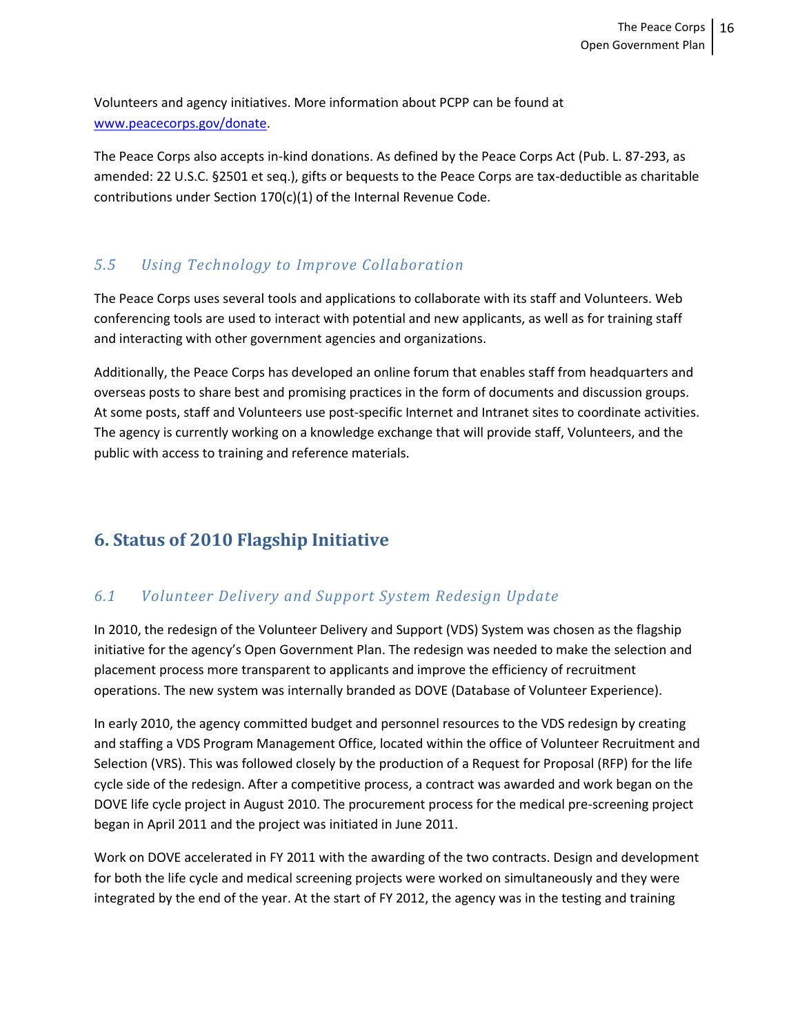Volunteers and agency initiatives. More information about PCPP can be found at [www.peacecorps.gov/donate](www.peacecorps.gov/donate).

The Peace Corps also accepts in-kind donations. As defined by the Peace Corps Act (Pub. L. 87-293, as amended: 22 U.S.C. §2501 et seq.), gifts or bequests to the Peace Corps are tax-deductible as charitable contributions under Section 170(c)(1) of the Internal Revenue Code.

### *5.5 Using Technology to Improve Collaboration*

The Peace Corps uses several tools and applications to collaborate with its staff and Volunteers. Web conferencing tools are used to interact with potential and new applicants, as well as for training staff and interacting with other government agencies and organizations.

Additionally, the Peace Corps has developed an online forum that enables staff from headquarters and overseas posts to share best and promising practices in the form of documents and discussion groups. At some posts, staff and Volunteers use post-specific Internet and Intranet sites to coordinate activities. The agency is currently working on a knowledge exchange that will provide staff, Volunteers, and the public with access to training and reference materials.

## 6. Status of 2010 Flagship Initiative

### *6.1 Volunteer Delivery and Support System Redesign Update*

In 2010, the redesign of the Volunteer Delivery and Support (VDS) System was chosen as the flagship initiative for the agency's Open Government Plan. The redesign was needed to make the selection and placement process more transparent to applicants and improve the efficiency of recruitment operations. The new system was internally branded as DOVE (Database of Volunteer Experience).

In early 2010, the agency committed budget and personnel resources to the VDS redesign by creating and staffing a VDS Program Management Office, located within the office of Volunteer Recruitment and Selection (VRS). This was followed closely by the production of a Request for Proposal (RFP) for the life cycle side of the redesign. After a competitive process, a contract was awarded and work began on the DOVE life cycle project in August 2010. The procurement process for the medical pre-screening project began in April 2011 and the project was initiated in June 2011.

Work on DOVE accelerated in FY 2011 with the awarding of the two contracts. Design and development for both the life cycle and medical screening projects were worked on simultaneously and they were integrated by the end of the year. At the start of FY 2012, the agency was in the testing and training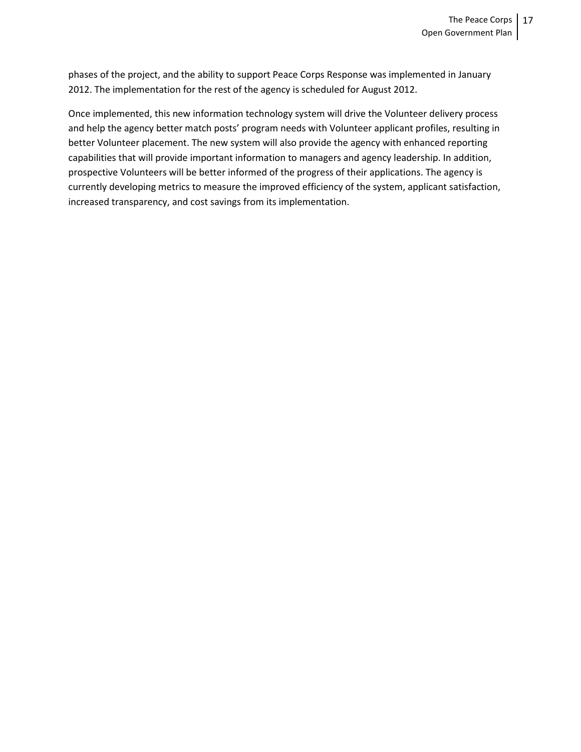phases of the project, and the ability to support Peace Corps Response was implemented in January 2012. The implementation for the rest of the agency is scheduled for August 2012.

Once implemented, this new information technology system will drive the Volunteer delivery process and help the agency better match posts' program needs with Volunteer applicant profiles, resulting in better Volunteer placement. The new system will also provide the agency with enhanced reporting capabilities that will provide important information to managers and agency leadership. In addition, prospective Volunteers will be better informed of the progress of their applications. The agency is currently developing metrics to measure the improved efficiency of the system, applicant satisfaction, increased transparency, and cost savings from its implementation.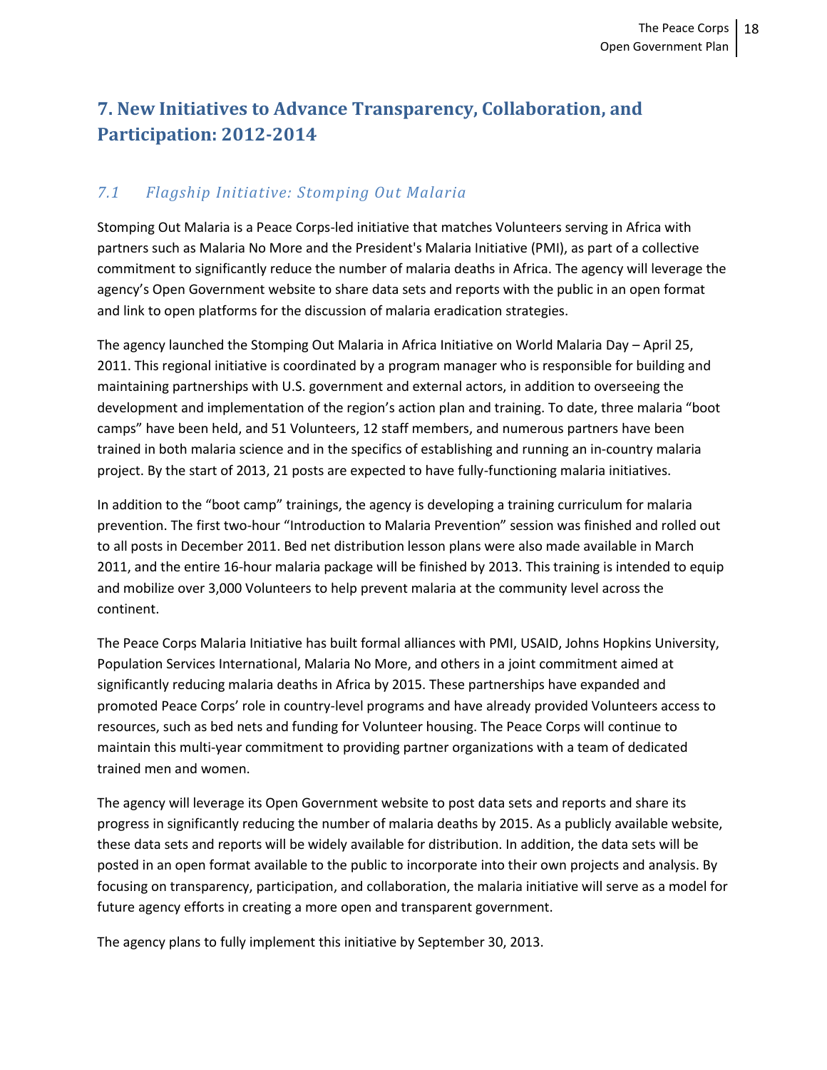# 7. New Initiatives to Advance Transparency, Collaboration, and Participation: 2012-2014

## *7.1 Flagship Initiative: Stomping Out Malaria*

Stomping Out Malaria is a Peace Corps-led initiative that matches Volunteers serving in Africa with partners such as Malaria No More and the President's Malaria Initiative (PMI), as part of a collective commitment to significantly reduce the number of malaria deaths in Africa. The agency will leverage the agency's Open Government website to share data sets and reports with the public in an open format and link to open platforms for the discussion of malaria eradication strategies.

The agency launched the Stomping Out Malaria in Africa Initiative on World Malaria Day – April 25, 2011. This regional initiative is coordinated by a program manager who is responsible for building and maintaining partnerships with U.S. government and external actors, in addition to overseeing the development and implementation of the region's action plan and training. To date, three malaria "boot camps" have been held, and 51 Volunteers, 12 staff members, and numerous partners have been trained in both malaria science and in the specifics of establishing and running an in-country malaria project. By the start of 2013, 21 posts are expected to have fully-functioning malaria initiatives.

In addition to the "boot camp" trainings, the agency is developing a training curriculum for malaria prevention. The first two-hour "Introduction to Malaria Prevention" session was finished and rolled out to all posts in December 2011. Bed net distribution lesson plans were also made available in March 2011, and the entire 16-hour malaria package will be finished by 2013. This training is intended to equip and mobilize over 3,000 Volunteers to help prevent malaria at the community level across the continent.

The Peace Corps Malaria Initiative has built formal alliances with PMI, USAID, Johns Hopkins University, Population Services International, Malaria No More, and others in a joint commitment aimed at significantly reducing malaria deaths in Africa by 2015. These partnerships have expanded and promoted Peace Corps' role in country-level programs and have already provided Volunteers access to resources, such as bed nets and funding for Volunteer housing. The Peace Corps will continue to maintain this multi-year commitment to providing partner organizations with a team of dedicated trained men and women.

The agency will leverage its Open Government website to post data sets and reports and share its progress in significantly reducing the number of malaria deaths by 2015. As a publicly available website, these data sets and reports will be widely available for distribution. In addition, the data sets will be posted in an open format available to the public to incorporate into their own projects and analysis. By focusing on transparency, participation, and collaboration, the malaria initiative will serve as a model for future agency efforts in creating a more open and transparent government.

The agency plans to fully implement this initiative by September 30, 2013.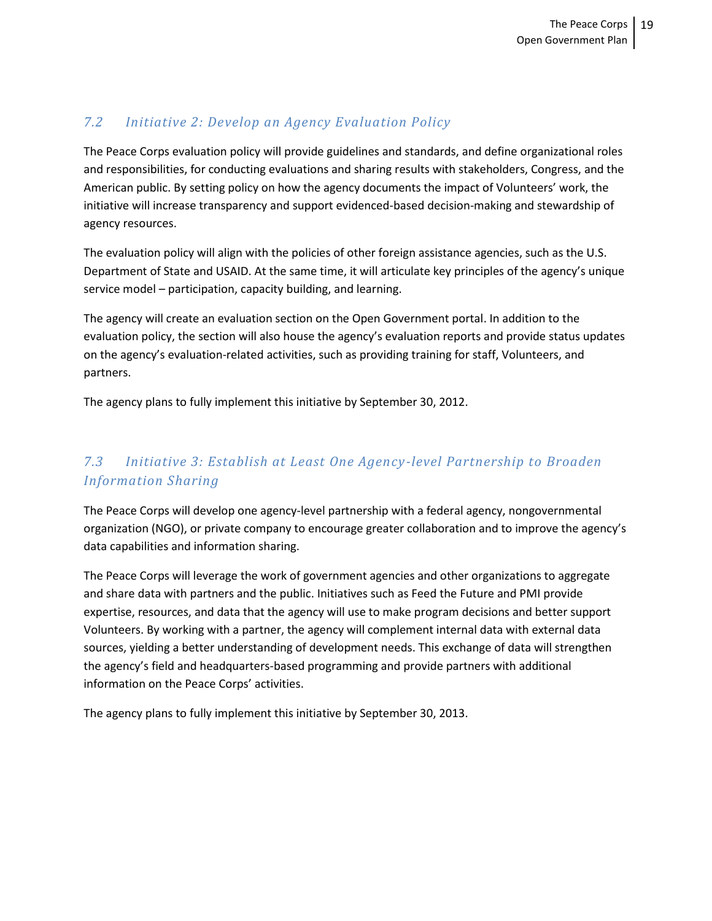## *7.2 Initiative 2: Develop an Agency Evaluation Policy*

The Peace Corps evaluation policy will provide guidelines and standards, and define organizational roles and responsibilities, for conducting evaluations and sharing results with stakeholders, Congress, and the American public. By setting policy on how the agency documents the impact of Volunteers' work, the initiative will increase transparency and support evidenced-based decision-making and stewardship of agency resources.

The evaluation policy will align with the policies of other foreign assistance agencies, such as the U.S. Department of State and USAID. At the same time, it will articulate key principles of the agency's unique service model – participation, capacity building, and learning.

The agency will create an evaluation section on the Open Government portal. In addition to the evaluation policy, the section will also house the agency's evaluation reports and provide status updates on the agency's evaluation-related activities, such as providing training for staff, Volunteers, and partners.

The agency plans to fully implement this initiative by September 30, 2012.

## *7.3 Initiative 3: Establish at Least One Agency-level Partnership to Broaden Information Sharing*

The Peace Corps will develop one agency-level partnership with a federal agency, nongovernmental organization (NGO), or private company to encourage greater collaboration and to improve the agency's data capabilities and information sharing.

The Peace Corps will leverage the work of government agencies and other organizations to aggregate and share data with partners and the public. Initiatives such as Feed the Future and PMI provide expertise, resources, and data that the agency will use to make program decisions and better support Volunteers. By working with a partner, the agency will complement internal data with external data sources, yielding a better understanding of development needs. This exchange of data will strengthen the agency's field and headquarters-based programming and provide partners with additional information on the Peace Corps' activities.

The agency plans to fully implement this initiative by September 30, 2013.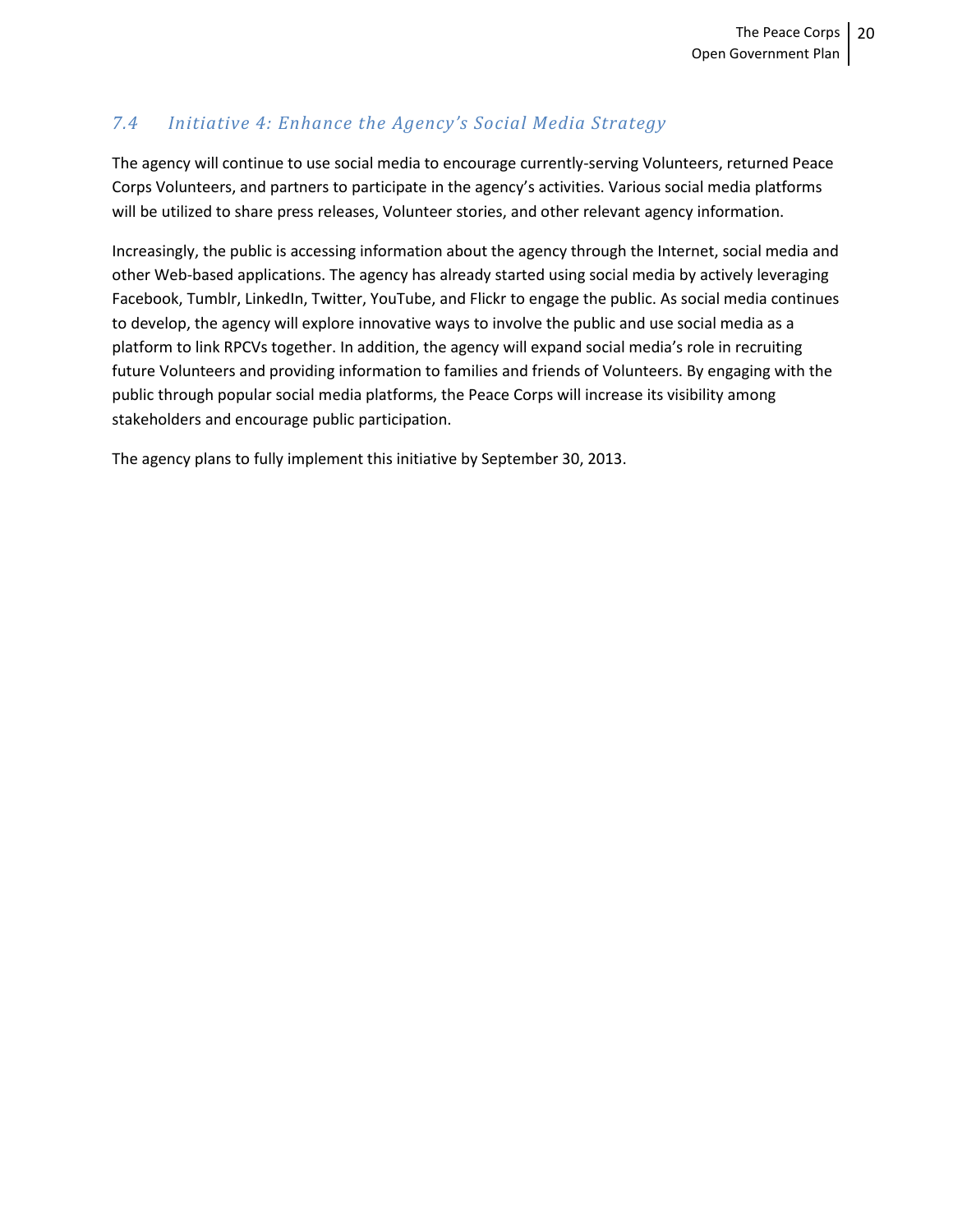## *7.4 Initiative 4: Enhance the Agency's Social Media Strategy*

The agency will continue to use social media to encourage currently-serving Volunteers, returned Peace Corps Volunteers, and partners to participate in the agency's activities. Various social media platforms will be utilized to share press releases, Volunteer stories, and other relevant agency information.

Increasingly, the public is accessing information about the agency through the Internet, social media and other Web-based applications. The agency has already started using social media by actively leveraging Facebook, Tumblr, LinkedIn, Twitter, YouTube, and Flickr to engage the public. As social media continues to develop, the agency will explore innovative ways to involve the public and use social media as a platform to link RPCVs together. In addition, the agency will expand social media's role in recruiting future Volunteers and providing information to families and friends of Volunteers. By engaging with the public through popular social media platforms, the Peace Corps will increase its visibility among stakeholders and encourage public participation.

The agency plans to fully implement this initiative by September 30, 2013.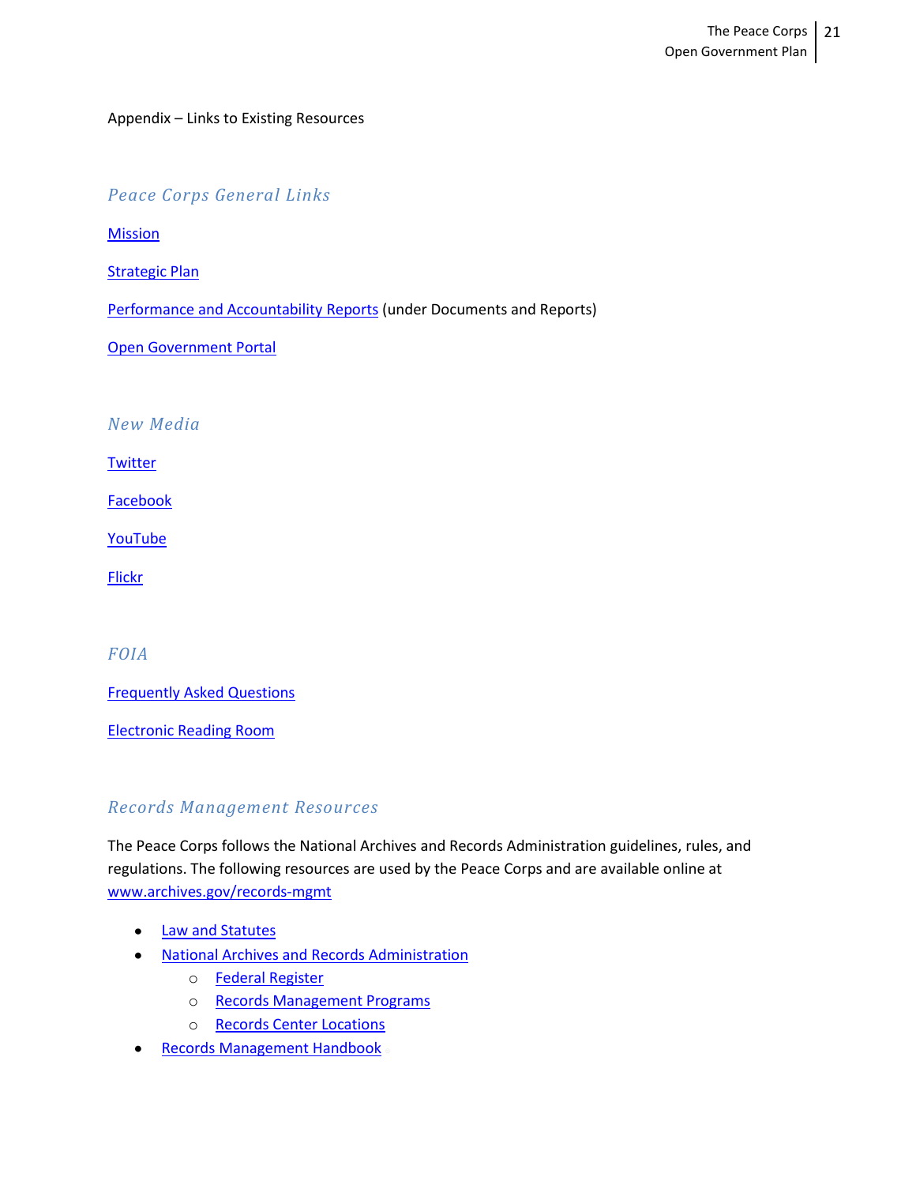Appendix – Links to Existing Resources

## *Peace Corps General Links*

Mission

Strategic Plan

Performance and Accountability Reports (under Documents and Reports)

Open Government Portal

## *New Media*

Twitter

Facebook

YouTube

Flickr

## *FOIA*

Frequently Asked Questions

Electronic Reading Room

## *Records Management Resources*

The Peace Corps follows the National Archives and Records Administration guidelines, rules, and regulations. The following resources are used by the Peace Corps and are available online at www.archives.gov/records-mgmt

- Law and Statutes
- National Archives and Records Administration
  - Federal Register
  - Records Management Programs
  - Records Center Locations
- Records Management Handbook